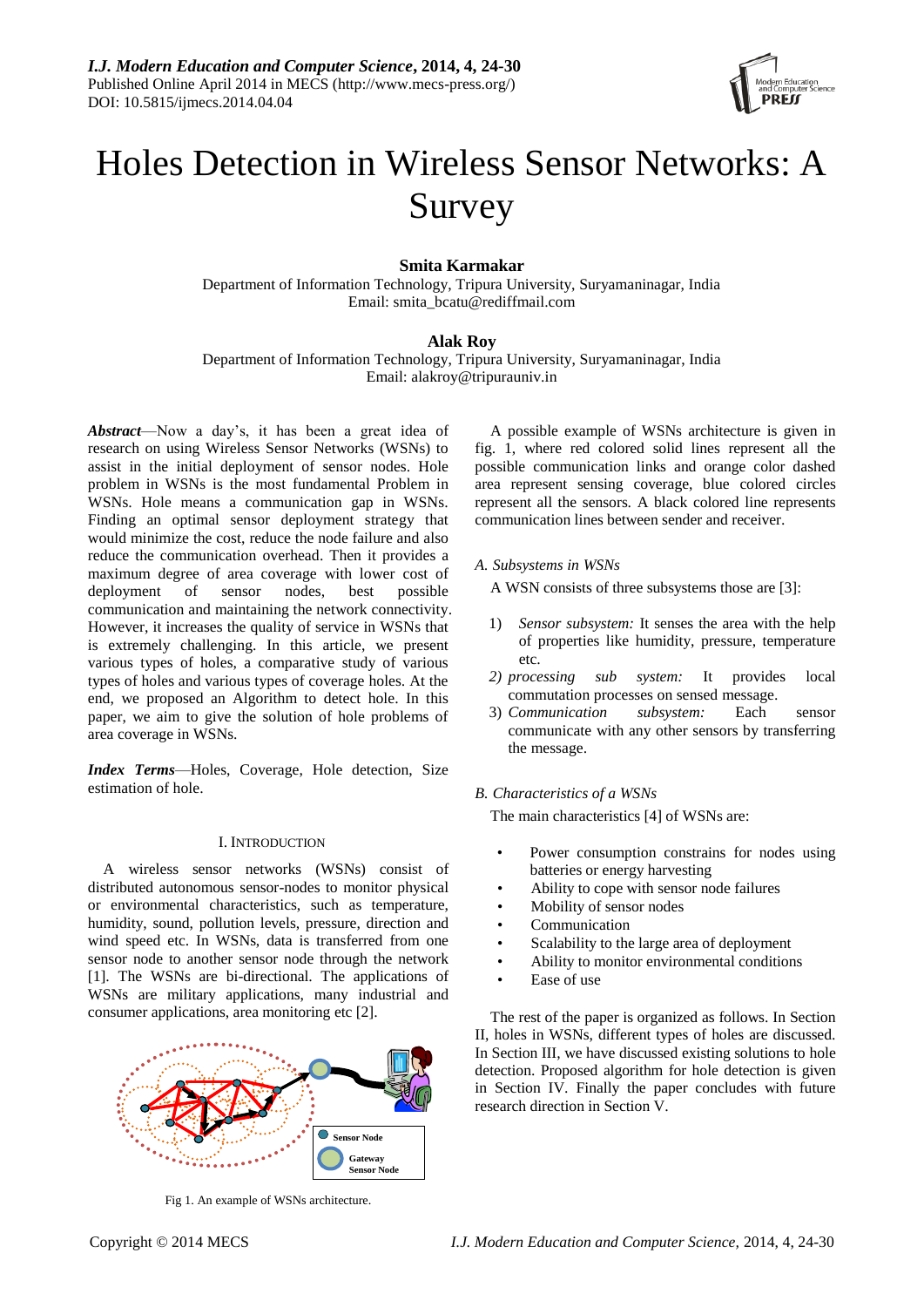# Holes Detection in Wireless Sensor Networks: A Survey

**Smita Karmakar**
Department of Information Technology, Tripura University, Suryamaninagar, India
Email: smita_bcatu@rediffmail.com

**Alak Roy**
Department of Information Technology, Tripura University, Suryamaninagar, India
Email: alakroy@tripurauniv.in

***Abstract*****—**Now a day's, it has been a great idea of research on using Wireless Sensor Networks (WSNs) to assist in the initial deployment of sensor nodes. Hole problem in WSNs is the most fundamental Problem in WSNs. Hole means a communication gap in WSNs. Finding an optimal sensor deployment strategy that would minimize the cost, reduce the node failure and also reduce the communication overhead. Then it provides a maximum degree of area coverage with lower cost of deployment of sensor nodes, best possible communication and maintaining the network connectivity. However, it increases the quality of service in WSNs that is extremely challenging. In this article, we present various types of holes, a comparative study of various types of holes and various types of coverage holes. At the end, we proposed an Algorithm to detect hole. In this paper, we aim to give the solution of hole problems of area coverage in WSNs.

***Index Terms*****—**Holes, Coverage, Hole detection, Size estimation of hole.

## I. Introduction

A wireless sensor networks (WSNs) consist of distributed autonomous sensor-nodes to monitor physical or environmental characteristics, such as temperature, humidity, sound, pollution levels, pressure, direction and wind speed etc. In WSNs, data is transferred from one sensor node to another sensor node through the network [1]. The WSNs are bi-directional. The applications of WSNs are military applications, many industrial and consumer applications, area monitoring etc [2].

Fig 1. An example of WSNs architecture.

A possible example of WSNs architecture is given in fig. 1, where red colored solid lines represent all the possible communication links and orange color dashed area represent sensing coverage, blue colored circles represent all the sensors. A black colored line represents communication lines between sender and receiver.

### *A. Subsystems in WSNs*

A WSN consists of three subsystems those are [3]:

1) *Sensor subsystem:* It senses the area with the help of properties like humidity, pressure, temperature etc.
2) *processing sub system:* It provides local commutation processes on sensed message.
3) *Communication subsystem:* Each sensor communicate with any other sensors by transferring the message.

### *B. Characteristics of a WSNs*

The main characteristics [4] of WSNs are:

- Power consumption constrains for nodes using batteries or energy harvesting
- Ability to cope with sensor node failures
- Mobility of sensor nodes
- Communication
- Scalability to the large area of deployment
- Ability to monitor environmental conditions
- Ease of use

The rest of the paper is organized as follows. In Section II, holes in WSNs, different types of holes are discussed. In Section III, we have discussed existing solutions to hole detection. Proposed algorithm for hole detection is given in Section IV. Finally the paper concludes with future research direction in Section V.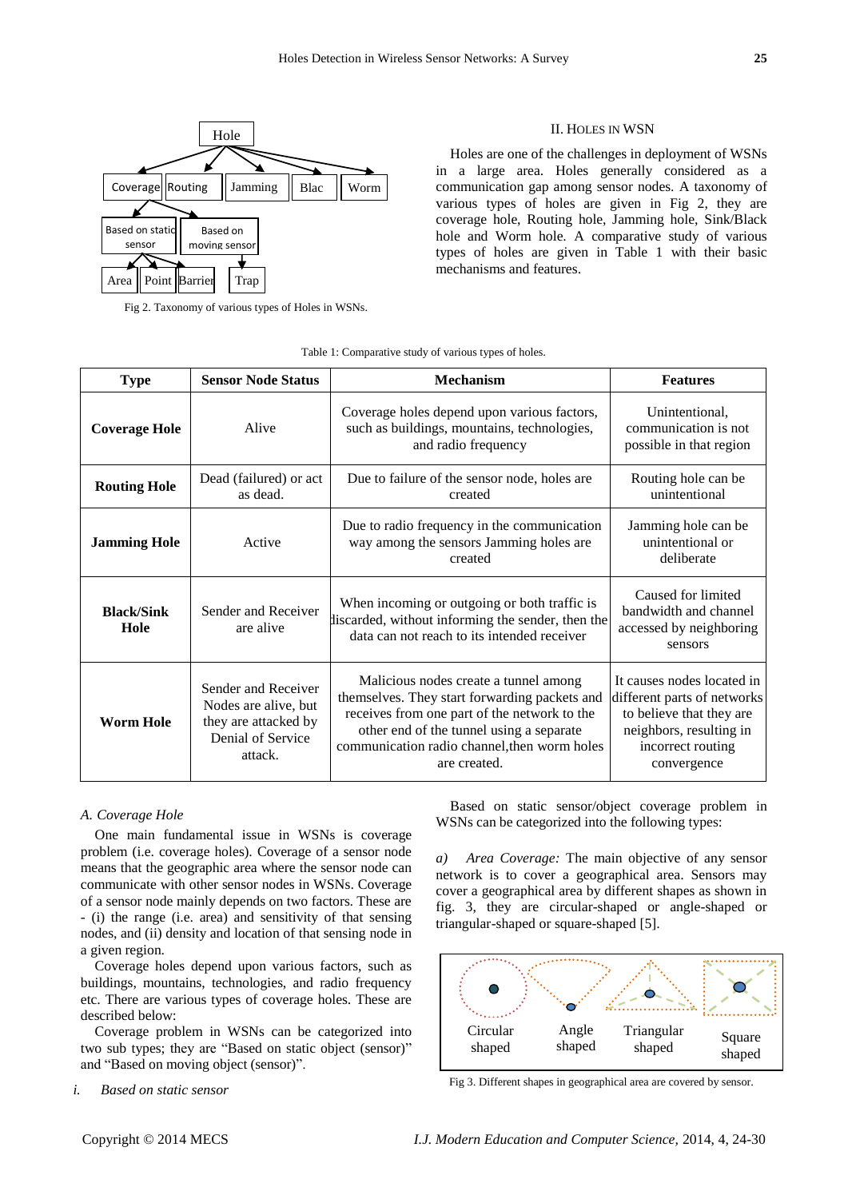Fig 2. Taxonomy of various types of Holes in WSNs.

## II. Holes in WSN

Holes are one of the challenges in deployment of WSNs in a large area. Holes generally considered as a communication gap among sensor nodes. A taxonomy of various types of holes are given in Fig 2, they are coverage hole, Routing hole, Jamming hole, Sink/Black hole and Worm hole. A comparative study of various types of holes are given in Table 1 with their basic mechanisms and features.

Table 1: Comparative study of various types of holes.

| Type | Sensor Node Status | Mechanism | Features |
|---|---|---|---|
| **Coverage Hole** | Alive | Coverage holes depend upon various factors, such as buildings, mountains, technologies, and radio frequency | Unintentional, communication is not possible in that region |
| **Routing Hole** | Dead (failured) or act as dead. | Due to failure of the sensor node, holes are created | Routing hole can be unintentional |
| **Jamming Hole** | Active | Due to radio frequency in the communication way among the sensors Jamming holes are created | Jamming hole can be unintentional or deliberate |
| **Black/Sink Hole** | Sender and Receiver are alive | When incoming or outgoing or both traffic is discarded, without informing the sender, then the data can not reach to its intended receiver | Caused for limited bandwidth and channel accessed by neighboring sensors |
| **Worm Hole** | Sender and Receiver Nodes are alive, but they are attacked by Denial of Service attack. | Malicious nodes create a tunnel among themselves. They start forwarding packets and receives from one part of the network to the other end of the tunnel using a separate communication radio channel,then worm holes are created. | It causes nodes located in different parts of networks to believe that they are neighbors, resulting in incorrect routing convergence |

### *A. Coverage Hole*

One main fundamental issue in WSNs is coverage problem (i.e. coverage holes). Coverage of a sensor node means that the geographic area where the sensor node can communicate with other sensor nodes in WSNs. Coverage of a sensor node mainly depends on two factors. These are - (i) the range (i.e. area) and sensitivity of that sensing nodes, and (ii) density and location of that sensing node in a given region.

Coverage holes depend upon various factors, such as buildings, mountains, technologies, and radio frequency etc. There are various types of coverage holes. These are described below:

Coverage problem in WSNs can be categorized into two sub types; they are "Based on static object (sensor)" and "Based on moving object (sensor)".

*i. Based on static sensor*

Based on static sensor/object coverage problem in WSNs can be categorized into the following types:

*a) Area Coverage:* The main objective of any sensor network is to cover a geographical area. Sensors may cover a geographical area by different shapes as shown in fig. 3, they are circular-shaped or angle-shaped or triangular-shaped or square-shaped [5].

Fig 3. Different shapes in geographical area are covered by sensor.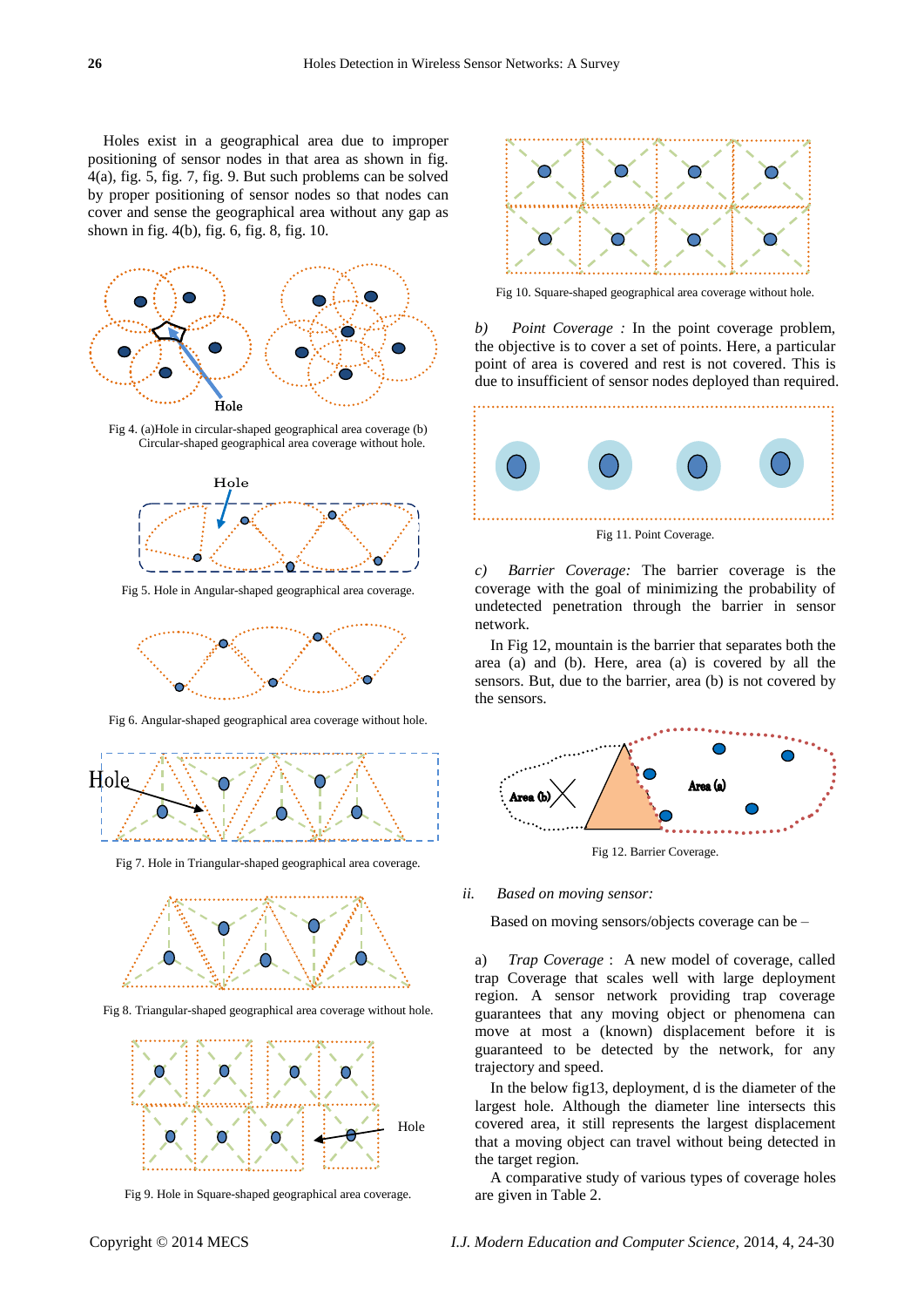Holes exist in a geographical area due to improper positioning of sensor nodes in that area as shown in fig. 4(a), fig. 5, fig. 7, fig. 9. But such problems can be solved by proper positioning of sensor nodes so that nodes can cover and sense the geographical area without any gap as shown in fig. 4(b), fig. 6, fig. 8, fig. 10.

Fig 4. (a)Hole in circular-shaped geographical area coverage (b) Circular-shaped geographical area coverage without hole.

Fig 5. Hole in Angular-shaped geographical area coverage.

Fig 6. Angular-shaped geographical area coverage without hole.

Fig 7. Hole in Triangular-shaped geographical area coverage.

Fig 8. Triangular-shaped geographical area coverage without hole.

Fig 9. Hole in Square-shaped geographical area coverage.

Fig 10. Square-shaped geographical area coverage without hole.

*b) Point Coverage :* In the point coverage problem, the objective is to cover a set of points. Here, a particular point of area is covered and rest is not covered. This is due to insufficient of sensor nodes deployed than required.

Fig 11. Point Coverage.

*c) Barrier Coverage:* The barrier coverage is the coverage with the goal of minimizing the probability of undetected penetration through the barrier in sensor network.

In Fig 12, mountain is the barrier that separates both the area (a) and (b). Here, area (a) is covered by all the sensors. But, due to the barrier, area (b) is not covered by the sensors.

Fig 12. Barrier Coverage.

*ii. Based on moving sensor:*

Based on moving sensors/objects coverage can be –

a) *Trap Coverage :* A new model of coverage, called trap Coverage that scales well with large deployment region. A sensor network providing trap coverage guarantees that any moving object or phenomena can move at most a (known) displacement before it is guaranteed to be detected by the network, for any trajectory and speed.

In the below fig13, deployment, d is the diameter of the largest hole. Although the diameter line intersects this covered area, it still represents the largest displacement that a moving object can travel without being detected in the target region.

A comparative study of various types of coverage holes are given in Table 2.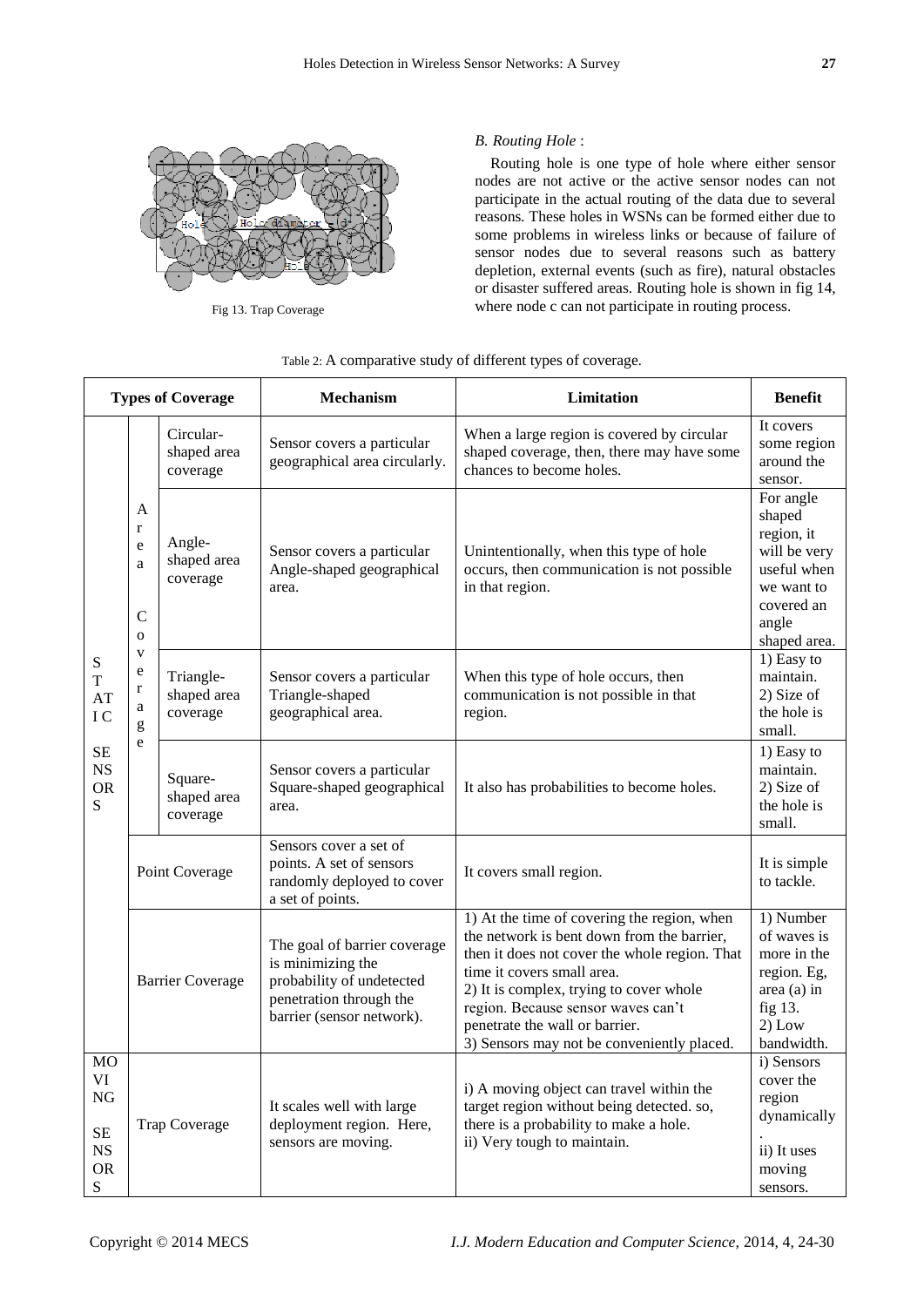Fig 13. Trap Coverage

*B. Routing Hole* :

Routing hole is one type of hole where either sensor nodes are not active or the active sensor nodes can not participate in the actual routing of the data due to several reasons. These holes in WSNs can be formed either due to some problems in wireless links or because of failure of sensor nodes due to several reasons such as battery depletion, external events (such as fire), natural obstacles or disaster suffered areas. Routing hole is shown in fig 14, where node c can not participate in routing process.

Table 2: A comparative study of different types of coverage.

| Types of Coverage | | | Mechanism | Limitation | Benefit |
|---|---|---|---|---|---|
| STATIC SENSORS | Area Coverage | Circular-shaped area coverage | Sensor covers a particular geographical area circularly. | When a large region is covered by circular shaped coverage, then, there may have some chances to become holes. | It covers some region around the sensor. |
| | | Angle-shaped area coverage | Sensor covers a particular Angle-shaped geographical area. | Unintentionally, when this type of hole occurs, then communication is not possible in that region. | For angle shaped region, it will be very useful when we want to covered an angle shaped area. |
| | | Triangle-shaped area coverage | Sensor covers a particular Triangle-shaped geographical area. | When this type of hole occurs, then communication is not possible in that region. | 1) Easy to maintain. 2) Size of the hole is small. |
| | | Square-shaped area coverage | Sensor covers a particular Square-shaped geographical area. | It also has probabilities to become holes. | 1) Easy to maintain. 2) Size of the hole is small. |
| | Point Coverage | | Sensors cover a set of points. A set of sensors randomly deployed to cover a set of points. | It covers small region. | It is simple to tackle. |
| | Barrier Coverage | | The goal of barrier coverage is minimizing the probability of undetected penetration through the barrier (sensor network). | 1) At the time of covering the region, when the network is bent down from the barrier, then it does not cover the whole region. That time it covers small area. 2) It is complex, trying to cover whole region. Because sensor waves can't penetrate the wall or barrier. 3) Sensors may not be conveniently placed. | 1) Number of waves is more in the region. Eg, area (a) in fig 13. 2) Low bandwidth. |
| MOVING SENSORS | Trap Coverage | | It scales well with large deployment region. Here, sensors are moving. | i) A moving object can travel within the target region without being detected. so, there is a probability to make a hole. ii) Very tough to maintain. | i) Sensors cover the region dynamically. ii) It uses moving sensors. |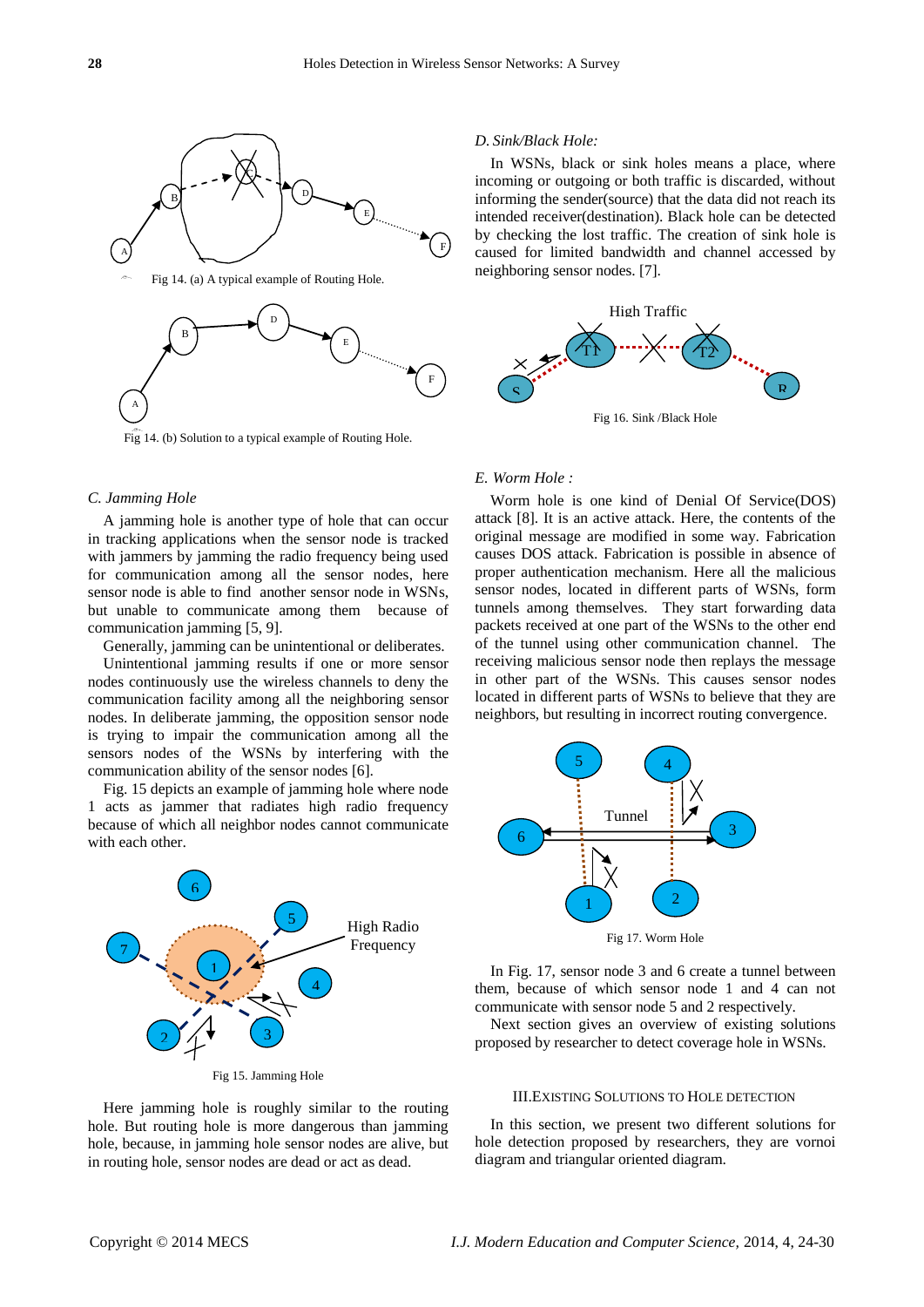Fig 14. (a) A typical example of Routing Hole.

Fig 14. (b) Solution to a typical example of Routing Hole.

### C. Jamming Hole

A jamming hole is another type of hole that can occur in tracking applications when the sensor node is tracked with jammers by jamming the radio frequency being used for communication among all the sensor nodes, here sensor node is able to find another sensor node in WSNs, but unable to communicate among them because of communication jamming [5, 9].

Generally, jamming can be unintentional or deliberates. Unintentional jamming results if one or more sensor nodes continuously use the wireless channels to deny the communication facility among all the neighboring sensor nodes. In deliberate jamming, the opposition sensor node is trying to impair the communication among all the sensors nodes of the WSNs by interfering with the communication ability of the sensor nodes [6].

Fig. 15 depicts an example of jamming hole where node 1 acts as jammer that radiates high radio frequency because of which all neighbor nodes cannot communicate with each other.

Fig 15. Jamming Hole

Here jamming hole is roughly similar to the routing hole. But routing hole is more dangerous than jamming hole, because, in jamming hole sensor nodes are alive, but in routing hole, sensor nodes are dead or act as dead.

### D. Sink/Black Hole:

In WSNs, black or sink holes means a place, where incoming or outgoing or both traffic is discarded, without informing the sender(source) that the data did not reach its intended receiver(destination). Black hole can be detected by checking the lost traffic. The creation of sink hole is caused for limited bandwidth and channel accessed by neighboring sensor nodes. [7].

Fig 16. Sink /Black Hole

### E. Worm Hole :

Worm hole is one kind of Denial Of Service(DOS) attack [8]. It is an active attack. Here, the contents of the original message are modified in some way. Fabrication causes DOS attack. Fabrication is possible in absence of proper authentication mechanism. Here all the malicious sensor nodes, located in different parts of WSNs, form tunnels among themselves. They start forwarding data packets received at one part of the WSNs to the other end of the tunnel using other communication channel. The receiving malicious sensor node then replays the message in other part of the WSNs. This causes sensor nodes located in different parts of WSNs to believe that they are neighbors, but resulting in incorrect routing convergence.

Fig 17. Worm Hole

In Fig. 17, sensor node 3 and 6 create a tunnel between them, because of which sensor node 1 and 4 can not communicate with sensor node 5 and 2 respectively.

Next section gives an overview of existing solutions proposed by researcher to detect coverage hole in WSNs.

## III. Existing Solutions to Hole Detection

In this section, we present two different solutions for hole detection proposed by researchers, they are vornoi diagram and triangular oriented diagram.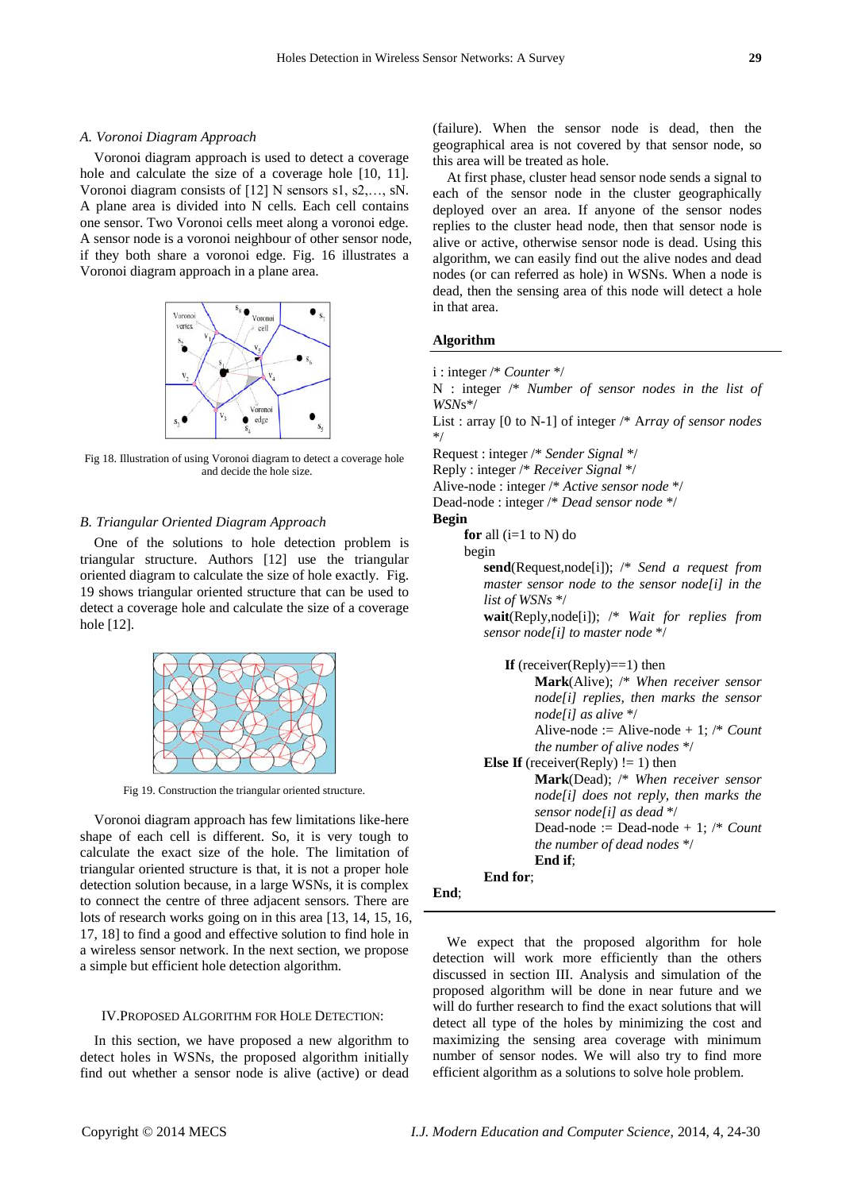### A. Voronoi Diagram Approach

Voronoi diagram approach is used to detect a coverage hole and calculate the size of a coverage hole [10, 11]. Voronoi diagram consists of [12] N sensors s1, s2,…, sN. A plane area is divided into N cells. Each cell contains one sensor. Two Voronoi cells meet along a voronoi edge. A sensor node is a voronoi neighbour of other sensor node, if they both share a voronoi edge. Fig. 16 illustrates a Voronoi diagram approach in a plane area.

Fig 18. Illustration of using Voronoi diagram to detect a coverage hole and decide the hole size.

### B. Triangular Oriented Diagram Approach

One of the solutions to hole detection problem is triangular structure. Authors [12] use the triangular oriented diagram to calculate the size of hole exactly. Fig. 19 shows triangular oriented structure that can be used to detect a coverage hole and calculate the size of a coverage hole [12].

Fig 19. Construction the triangular oriented structure.

Voronoi diagram approach has few limitations like-here shape of each cell is different. So, it is very tough to calculate the exact size of the hole. The limitation of triangular oriented structure is that, it is not a proper hole detection solution because, in a large WSNs, it is complex to connect the centre of three adjacent sensors. There are lots of research works going on in this area [13, 14, 15, 16, 17, 18] to find a good and effective solution to find hole in a wireless sensor network. In the next section, we propose a simple but efficient hole detection algorithm.

## IV. Proposed Algorithm for Hole Detection:

In this section, we have proposed a new algorithm to detect holes in WSNs, the proposed algorithm initially find out whether a sensor node is alive (active) or dead (failure). When the sensor node is dead, then the geographical area is not covered by that sensor node, so this area will be treated as hole.

At first phase, cluster head sensor node sends a signal to each of the sensor node in the cluster geographically deployed over an area. If anyone of the sensor nodes replies to the cluster head node, then that sensor node is alive or active, otherwise sensor node is dead. Using this algorithm, we can easily find out the alive nodes and dead nodes (or can referred as hole) in WSNs. When a node is dead, then the sensing area of this node will detect a hole in that area.

**Algorithm**

```
i : integer /* Counter */
N : integer /* Number of sensor nodes in the list of WSNs*/
List : array [0 to N-1] of integer /* Array of sensor nodes */
Request : integer /* Sender Signal */
Reply : integer /* Receiver Signal */
Alive-node : integer /* Active sensor node */
Dead-node : integer /* Dead sensor node */
Begin
    for all (i=1 to N) do
    begin
        send(Request,node[i]); /* Send a request from master sensor node to the sensor node[i] in the list of WSNs */
        wait(Reply,node[i]); /* Wait for replies from sensor node[i] to master node */

            If (receiver(Reply)==1) then
                Mark(Alive); /* When receiver sensor node[i] replies, then marks the sensor node[i] as alive */
                Alive-node := Alive-node + 1; /* Count the number of alive nodes */
        Else If (receiver(Reply) != 1) then
                Mark(Dead); /* When receiver sensor node[i] does not reply, then marks the sensor node[i] as dead */
                Dead-node := Dead-node + 1; /* Count the number of dead nodes */
                End if;
        End for;
End;
```

We expect that the proposed algorithm for hole detection will work more efficiently than the others discussed in section III. Analysis and simulation of the proposed algorithm will be done in near future and we will do further research to find the exact solutions that will detect all type of the holes by minimizing the cost and maximizing the sensing area coverage with minimum number of sensor nodes. We will also try to find more efficient algorithm as a solutions to solve hole problem.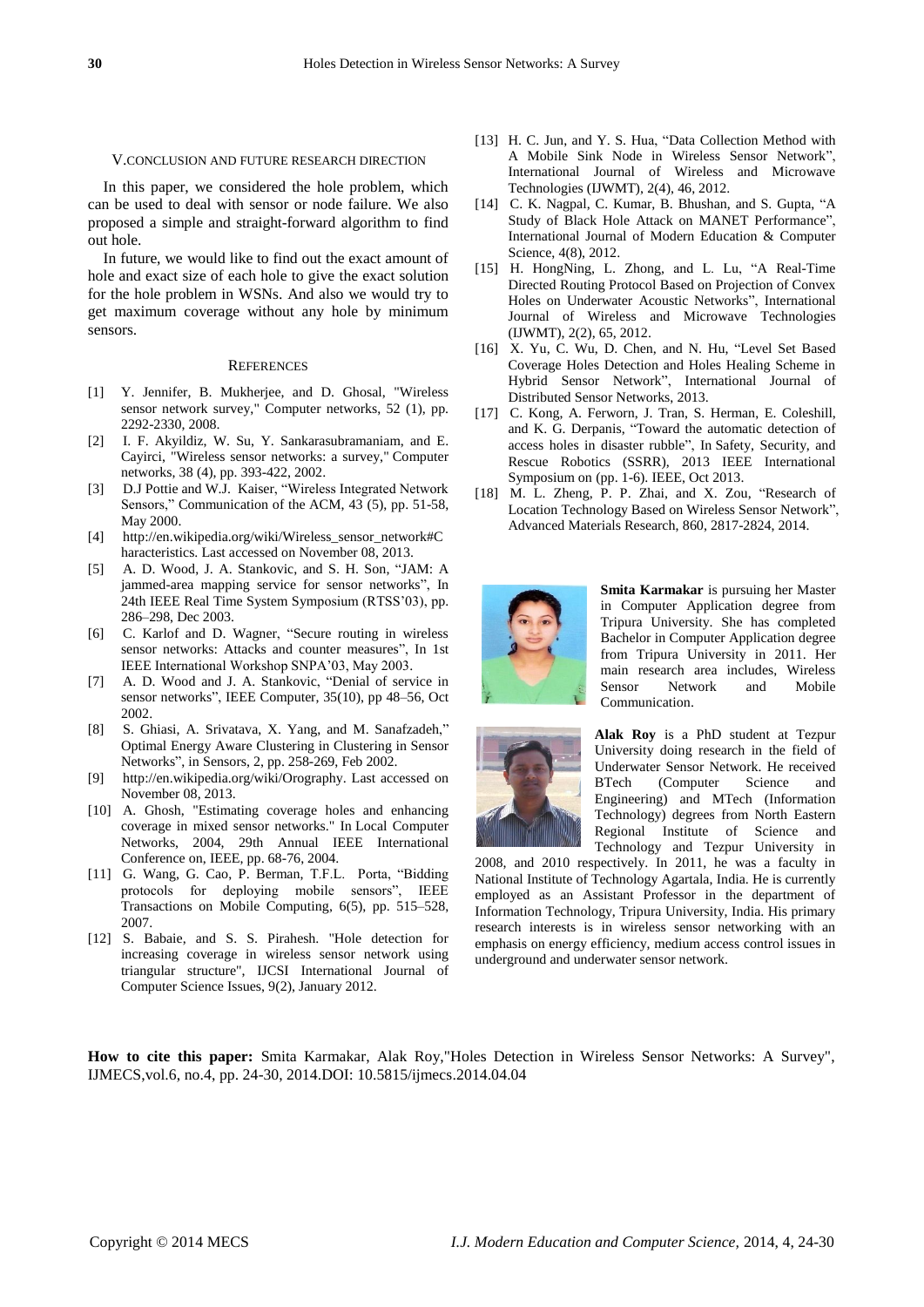## V. CONCLUSION AND FUTURE RESEARCH DIRECTION

In this paper, we considered the hole problem, which can be used to deal with sensor or node failure. We also proposed a simple and straight-forward algorithm to find out hole.

In future, we would like to find out the exact amount of hole and exact size of each hole to give the exact solution for the hole problem in WSNs. And also we would try to get maximum coverage without any hole by minimum sensors.

## REFERENCES

[1] Y. Jennifer, B. Mukherjee, and D. Ghosal, "Wireless sensor network survey," Computer networks, 52 (1), pp. 2292-2330, 2008.

[2] I. F. Akyildiz, W. Su, Y. Sankarasubramaniam, and E. Cayirci, "Wireless sensor networks: a survey," Computer networks, 38 (4), pp. 393-422, 2002.

[3] D.J Pottie and W.J. Kaiser, "Wireless Integrated Network Sensors," Communication of the ACM, 43 (5), pp. 51-58, May 2000.

[4] http://en.wikipedia.org/wiki/Wireless_sensor_network#Characteristics. Last accessed on November 08, 2013.

[5] A. D. Wood, J. A. Stankovic, and S. H. Son, "JAM: A jammed-area mapping service for sensor networks", In 24th IEEE Real Time System Symposium (RTSS'03), pp. 286–298, Dec 2003.

[6] C. Karlof and D. Wagner, "Secure routing in wireless sensor networks: Attacks and counter measures", In 1st IEEE International Workshop SNPA'03, May 2003.

[7] A. D. Wood and J. A. Stankovic, "Denial of service in sensor networks", IEEE Computer, 35(10), pp 48–56, Oct 2002.

[8] S. Ghiasi, A. Srivatava, X. Yang, and M. Sanafzadeh," Optimal Energy Aware Clustering in Clustering in Sensor Networks", in Sensors, 2, pp. 258-269, Feb 2002.

[9] http://en.wikipedia.org/wiki/Orography. Last accessed on November 08, 2013.

[10] A. Ghosh, "Estimating coverage holes and enhancing coverage in mixed sensor networks." In Local Computer Networks, 2004, 29th Annual IEEE International Conference on, IEEE, pp. 68-76, 2004.

[11] G. Wang, G. Cao, P. Berman, T.F.L. Porta, "Bidding protocols for deploying mobile sensors", IEEE Transactions on Mobile Computing, 6(5), pp. 515–528, 2007.

[12] S. Babaie, and S. S. Pirahesh. "Hole detection for increasing coverage in wireless sensor network using triangular structure", IJCSI International Journal of Computer Science Issues, 9(2), January 2012.

[13] H. C. Jun, and Y. S. Hua, "Data Collection Method with A Mobile Sink Node in Wireless Sensor Network", International Journal of Wireless and Microwave Technologies (IJWMT), 2(4), 46, 2012.

[14] C. K. Nagpal, C. Kumar, B. Bhushan, and S. Gupta, "A Study of Black Hole Attack on MANET Performance", International Journal of Modern Education & Computer Science, 4(8), 2012.

[15] H. HongNing, L. Zhong, and L. Lu, "A Real-Time Directed Routing Protocol Based on Projection of Convex Holes on Underwater Acoustic Networks", International Journal of Wireless and Microwave Technologies (IJWMT), 2(2), 65, 2012.

[16] X. Yu, C. Wu, D. Chen, and N. Hu, "Level Set Based Coverage Holes Detection and Holes Healing Scheme in Hybrid Sensor Network", International Journal of Distributed Sensor Networks, 2013.

[17] C. Kong, A. Ferworn, J. Tran, S. Herman, E. Coleshill, and K. G. Derpanis, "Toward the automatic detection of access holes in disaster rubble", In Safety, Security, and Rescue Robotics (SSRR), 2013 IEEE International Symposium on (pp. 1-6). IEEE, Oct 2013.

[18] M. L. Zheng, P. P. Zhai, and X. Zou, "Research of Location Technology Based on Wireless Sensor Network", Advanced Materials Research, 860, 2817-2824, 2014.

**Smita Karmakar** is pursuing her Master in Computer Application degree from Tripura University. She has completed Bachelor in Computer Application degree from Tripura University in 2011. Her main research area includes, Wireless Sensor Network and Mobile Communication.

**Alak Roy** is a PhD student at Tezpur University doing research in the field of Underwater Sensor Network. He received BTech (Computer Science and Engineering) and MTech (Information Technology) degrees from North Eastern Regional Institute of Science and Technology and Tezpur University in 2008, and 2010 respectively. In 2011, he was a faculty in National Institute of Technology Agartala, India. He is currently employed as an Assistant Professor in the department of Information Technology, Tripura University, India. His primary research interests is in wireless sensor networking with an emphasis on energy efficiency, medium access control issues in underground and underwater sensor network.

**How to cite this paper:** Smita Karmakar, Alak Roy,"Holes Detection in Wireless Sensor Networks: A Survey", IJMECS,vol.6, no.4, pp. 24-30, 2014.DOI: 10.5815/ijmecs.2014.04.04